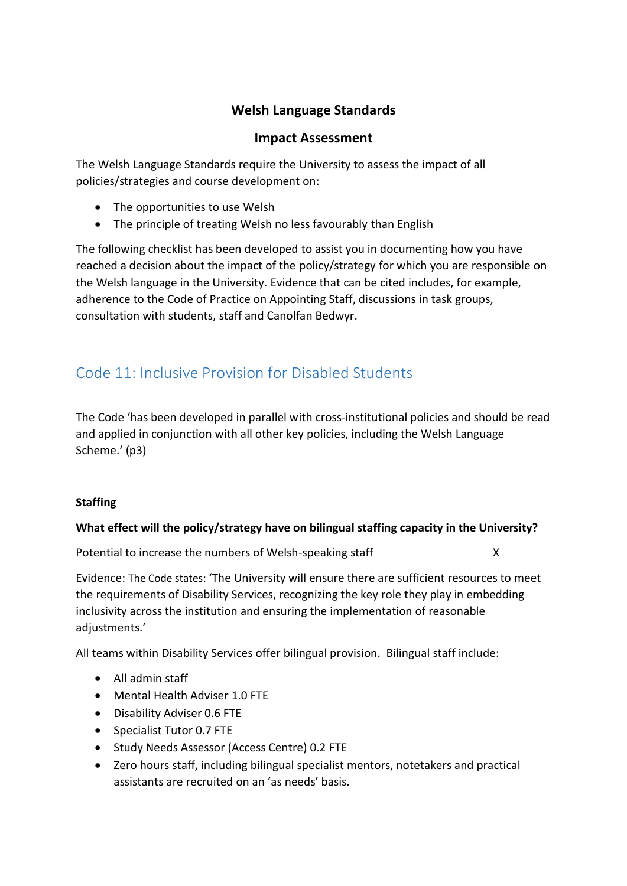## Welsh Language Standards

## Impact Assessment

The Welsh Language Standards require the University to assess the impact of all policies/strategies and course development on:

- The opportunities to use Welsh
- The principle of treating Welsh no less favourably than English

The following checklist has been developed to assist you in documenting how you have reached a decision about the impact of the policy/strategy for which you are responsible on the Welsh language in the University. Evidence that can be cited includes, for example, adherence to the Code of Practice on Appointing Staff, discussions in task groups, consultation with students, staff and Canolfan Bedwyr.

# Code 11: Inclusive Provision for Disabled Students

The Code 'has been developed in parallel with cross-institutional policies and should be read and applied in conjunction with all other key policies, including the Welsh Language Scheme.' (p3)

---

**Staffing**

**What effect will the policy/strategy have on bilingual staffing capacity in the University?**

Potential to increase the numbers of Welsh-speaking staff X

Evidence: The Code states: 'The University will ensure there are sufficient resources to meet the requirements of Disability Services, recognizing the key role they play in embedding inclusivity across the institution and ensuring the implementation of reasonable adjustments.'

All teams within Disability Services offer bilingual provision. Bilingual staff include:

- All admin staff
- Mental Health Adviser 1.0 FTE
- Disability Adviser 0.6 FTE
- Specialist Tutor 0.7 FTE
- Study Needs Assessor (Access Centre) 0.2 FTE
- Zero hours staff, including bilingual specialist mentors, notetakers and practical assistants are recruited on an 'as needs' basis.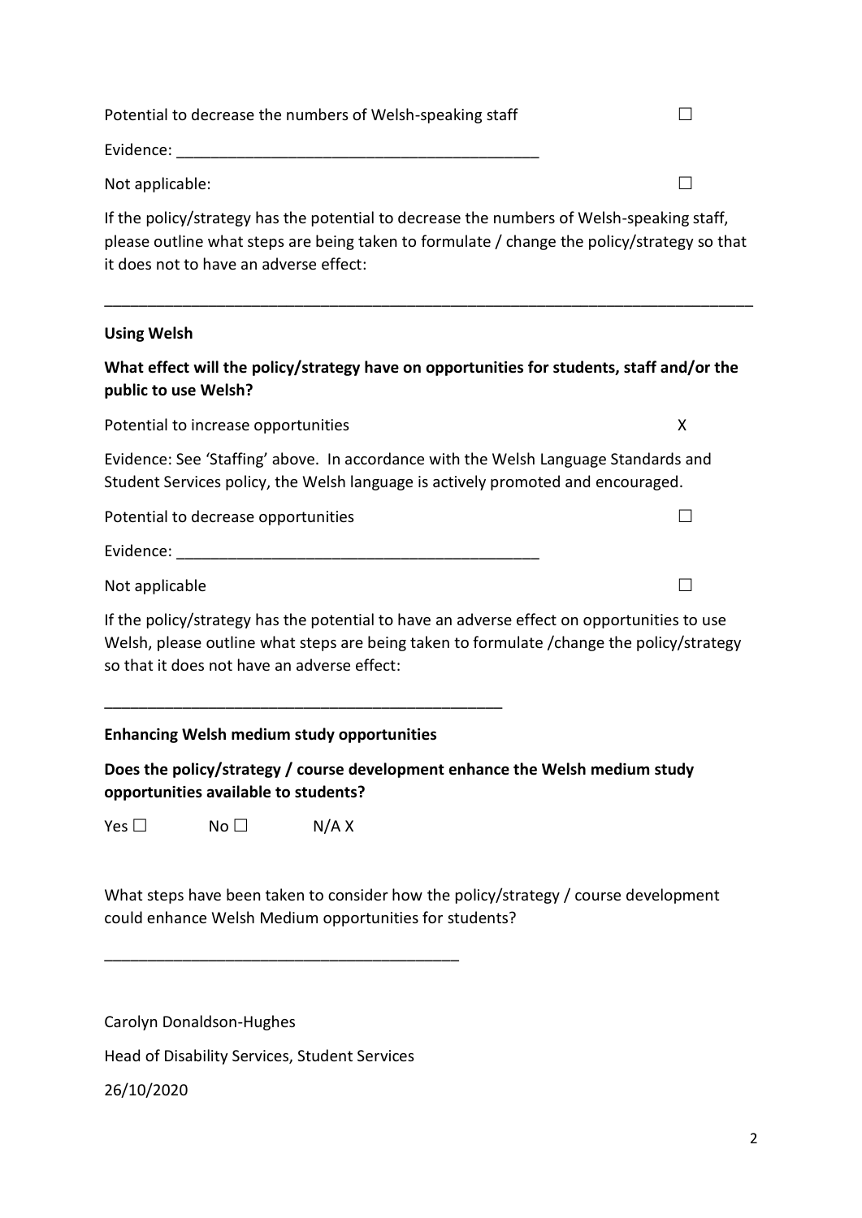Potential to decrease the numbers of Welsh-speaking staff ☐

Evidence: ___________________________________________

Not applicable: ☐

If the policy/strategy has the potential to decrease the numbers of Welsh-speaking staff, please outline what steps are being taken to formulate / change the policy/strategy so that it does not to have an adverse effect:

_____________________________________________________________________________

**Using Welsh**

**What effect will the policy/strategy have on opportunities for students, staff and/or the public to use Welsh?**

Potential to increase opportunities X

Evidence: See 'Staffing' above. In accordance with the Welsh Language Standards and Student Services policy, the Welsh language is actively promoted and encouraged.

Potential to decrease opportunities ☐

Evidence: ___________________________________________

Not applicable ☐

If the policy/strategy has the potential to have an adverse effect on opportunities to use Welsh, please outline what steps are being taken to formulate /change the policy/strategy so that it does not have an adverse effect:

_______________________________________________

**Enhancing Welsh medium study opportunities**

**Does the policy/strategy / course development enhance the Welsh medium study opportunities available to students?**

Yes ☐ No ☐ N/A X

What steps have been taken to consider how the policy/strategy / course development could enhance Welsh Medium opportunities for students?

__________________________________________

Carolyn Donaldson-Hughes

Head of Disability Services, Student Services

26/10/2020